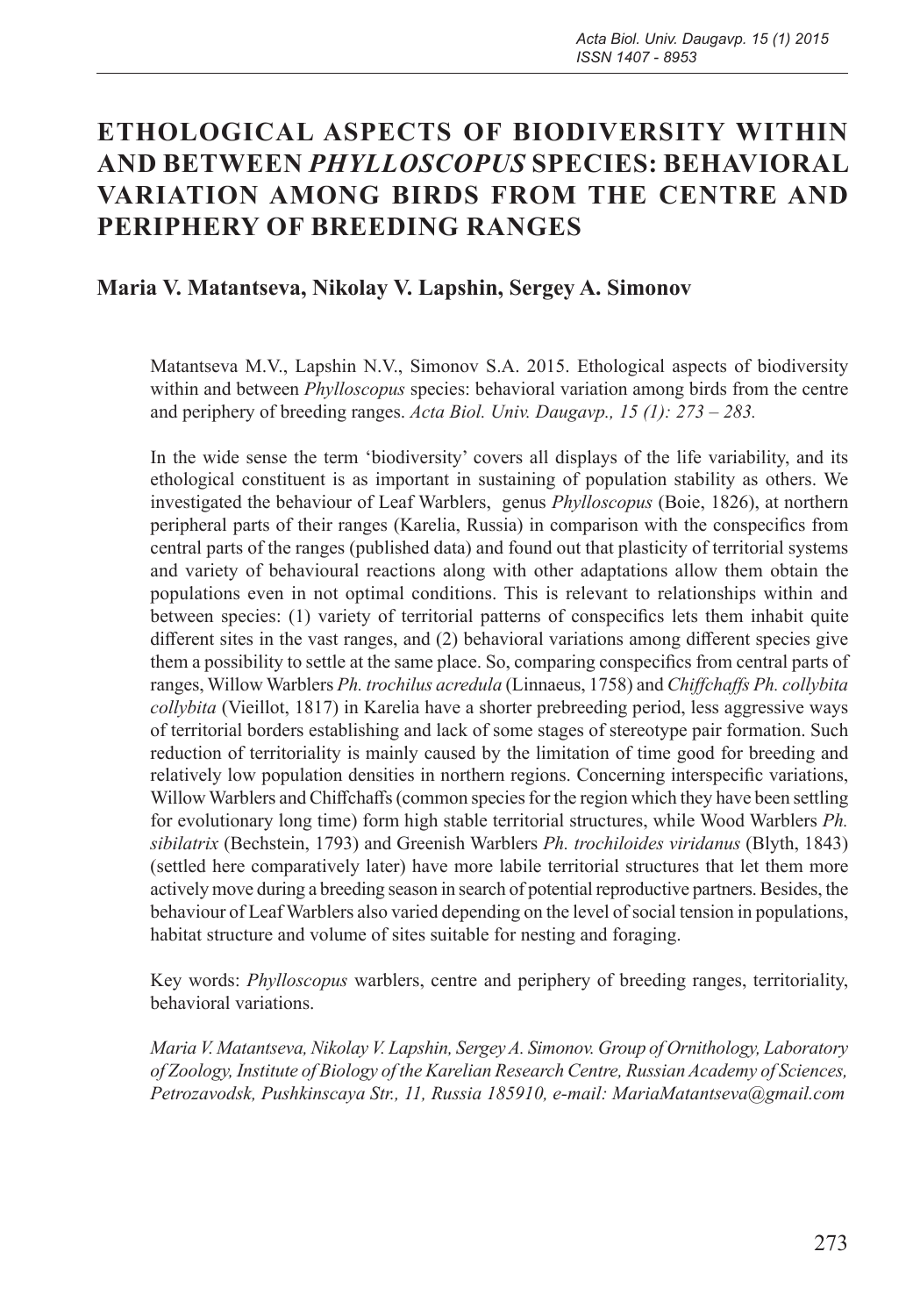# ETHOLOGICAL ASPECTS OF BIODIVERSITY WITHIN AND BETWEEN *PHYLLOSCOPUS* SPECIES: BEHAVIORAL VARIATION AMONG BIRDS FROM THE CENTRE AND PERIPHERY OF BREEDING RANGES

**Maria V. Matantseva, Nikolay V. Lapshin, Sergey A. Simonov**

Matantseva M.V., Lapshin N.V., Simonov S.A. 2015. Ethological aspects of biodiversity within and between *Phylloscopus* species: behavioral variation among birds from the centre and periphery of breeding ranges. *Acta Biol. Univ. Daugavp., 15 (1): 273 – 283.*

In the wide sense the term 'biodiversity' covers all displays of the life variability, and its ethological constituent is as important in sustaining of population stability as others. We investigated the behaviour of Leaf Warblers, genus *Phylloscopus* (Boie, 1826), at northern peripheral parts of their ranges (Karelia, Russia) in comparison with the conspecifics from central parts of the ranges (published data) and found out that plasticity of territorial systems and variety of behavioural reactions along with other adaptations allow them obtain the populations even in not optimal conditions. This is relevant to relationships within and between species: (1) variety of territorial patterns of conspecifics lets them inhabit quite different sites in the vast ranges, and (2) behavioral variations among different species give them a possibility to settle at the same place. So, comparing conspecifics from central parts of ranges, Willow Warblers *Ph. trochilus acredula* (Linnaeus, 1758) and *Chiffchaffs Ph. collybita collybita* (Vieillot, 1817) in Karelia have a shorter prebreeding period, less aggressive ways of territorial borders establishing and lack of some stages of stereotype pair formation. Such reduction of territoriality is mainly caused by the limitation of time good for breeding and relatively low population densities in northern regions. Concerning interspecific variations, Willow Warblers and Chiffchaffs (common species for the region which they have been settling for evolutionary long time) form high stable territorial structures, while Wood Warblers *Ph. sibilatrix* (Bechstein, 1793) and Greenish Warblers *Ph. trochiloides viridanus* (Blyth, 1843) (settled here comparatively later) have more labile territorial structures that let them more actively move during a breeding season in search of potential reproductive partners. Besides, the behaviour of Leaf Warblers also varied depending on the level of social tension in populations, habitat structure and volume of sites suitable for nesting and foraging.

Key words: *Phylloscopus* warblers, centre and periphery of breeding ranges, territoriality, behavioral variations.

*Maria V. Matantseva, Nikolay V. Lapshin, Sergey A. Simonov. Group of Ornithology, Laboratory of Zoology, Institute of Biology of the Karelian Research Centre, Russian Academy of Sciences, Petrozavodsk, Pushkinscaya Str., 11, Russia 185910, e-mail: MariaMatantseva@gmail.com*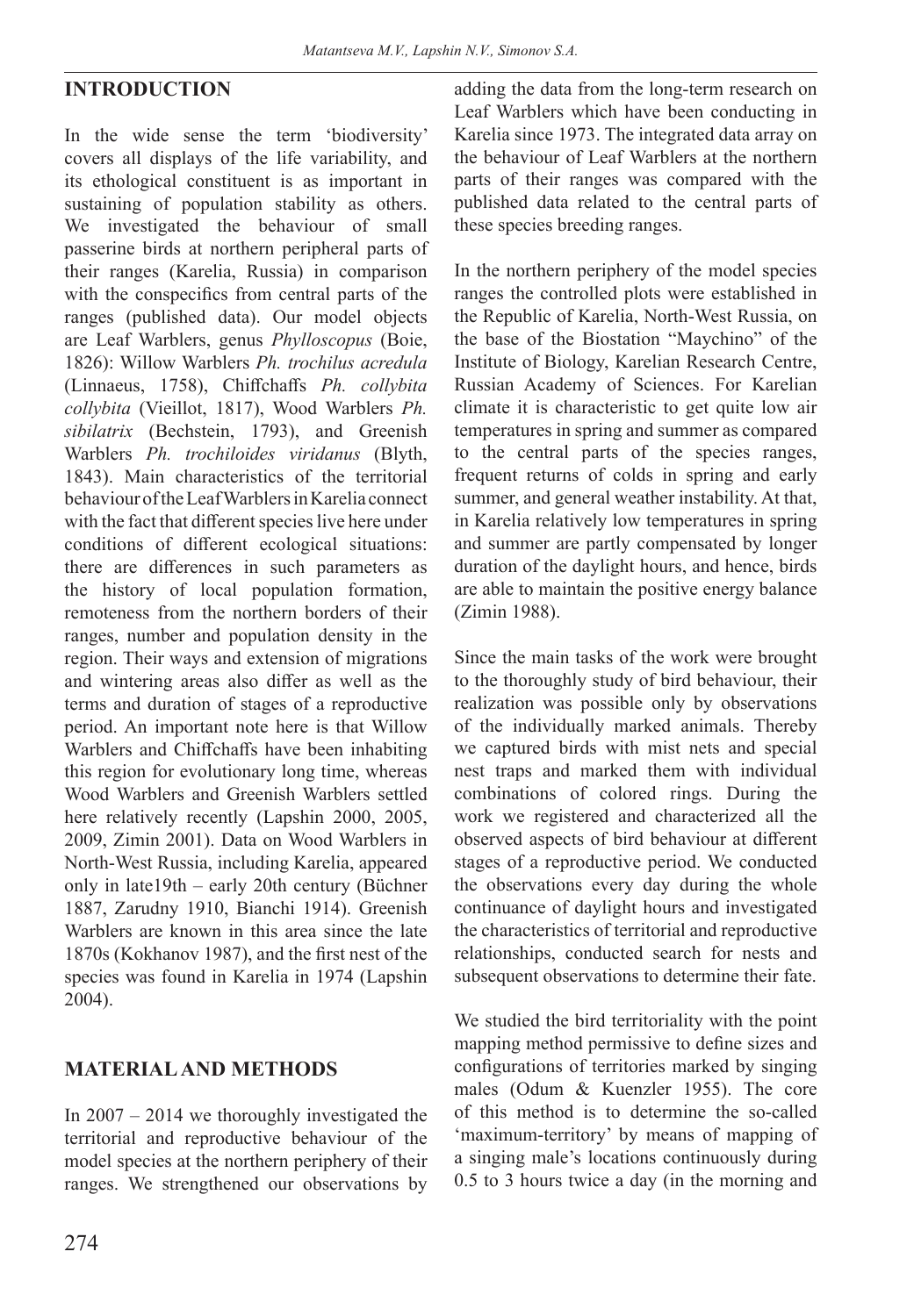## INTRODUCTION

In the wide sense the term 'biodiversity' covers all displays of the life variability, and its ethological constituent is as important in sustaining of population stability as others. We investigated the behaviour of small passerine birds at northern peripheral parts of their ranges (Karelia, Russia) in comparison with the conspecifics from central parts of the ranges (published data). Our model objects are Leaf Warblers, genus *Phylloscopus* (Boie, 1826): Willow Warblers *Ph. trochilus acredula* (Linnaeus, 1758), Chiffchaffs *Ph. collybita collybita* (Vieillot, 1817), Wood Warblers *Ph. sibilatrix* (Bechstein, 1793), and Greenish Warblers *Ph. trochiloides viridanus* (Blyth, 1843). Main characteristics of the territorial behaviour of the Leaf Warblers in Karelia connect with the fact that different species live here under conditions of different ecological situations: there are differences in such parameters as the history of local population formation, remoteness from the northern borders of their ranges, number and population density in the region. Their ways and extension of migrations and wintering areas also differ as well as the terms and duration of stages of a reproductive period. An important note here is that Willow Warblers and Chiffchaffs have been inhabiting this region for evolutionary long time, whereas Wood Warblers and Greenish Warblers settled here relatively recently (Lapshin 2000, 2005, 2009, Zimin 2001). Data on Wood Warblers in North-West Russia, including Karelia, appeared only in late19th – early 20th century (Büchner 1887, Zarudny 1910, Bianchi 1914). Greenish Warblers are known in this area since the late 1870s (Kokhanov 1987), and the first nest of the species was found in Karelia in 1974 (Lapshin 2004).

## MATERIAL AND METHODS

In 2007 – 2014 we thoroughly investigated the territorial and reproductive behaviour of the model species at the northern periphery of their ranges. We strengthened our observations by adding the data from the long-term research on Leaf Warblers which have been conducting in Karelia since 1973. The integrated data array on the behaviour of Leaf Warblers at the northern parts of their ranges was compared with the published data related to the central parts of these species breeding ranges.

In the northern periphery of the model species ranges the controlled plots were established in the Republic of Karelia, North-West Russia, on the base of the Biostation "Maychino" of the Institute of Biology, Karelian Research Centre, Russian Academy of Sciences. For Karelian climate it is characteristic to get quite low air temperatures in spring and summer as compared to the central parts of the species ranges, frequent returns of colds in spring and early summer, and general weather instability. At that, in Karelia relatively low temperatures in spring and summer are partly compensated by longer duration of the daylight hours, and hence, birds are able to maintain the positive energy balance (Zimin 1988).

Since the main tasks of the work were brought to the thoroughly study of bird behaviour, their realization was possible only by observations of the individually marked animals. Thereby we captured birds with mist nets and special nest traps and marked them with individual combinations of colored rings. During the work we registered and characterized all the observed aspects of bird behaviour at different stages of a reproductive period. We conducted the observations every day during the whole continuance of daylight hours and investigated the characteristics of territorial and reproductive relationships, conducted search for nests and subsequent observations to determine their fate.

We studied the bird territoriality with the point mapping method permissive to define sizes and configurations of territories marked by singing males (Odum & Kuenzler 1955). The core of this method is to determine the so-called 'maximum-territory' by means of mapping of a singing male's locations continuously during 0.5 to 3 hours twice a day (in the morning and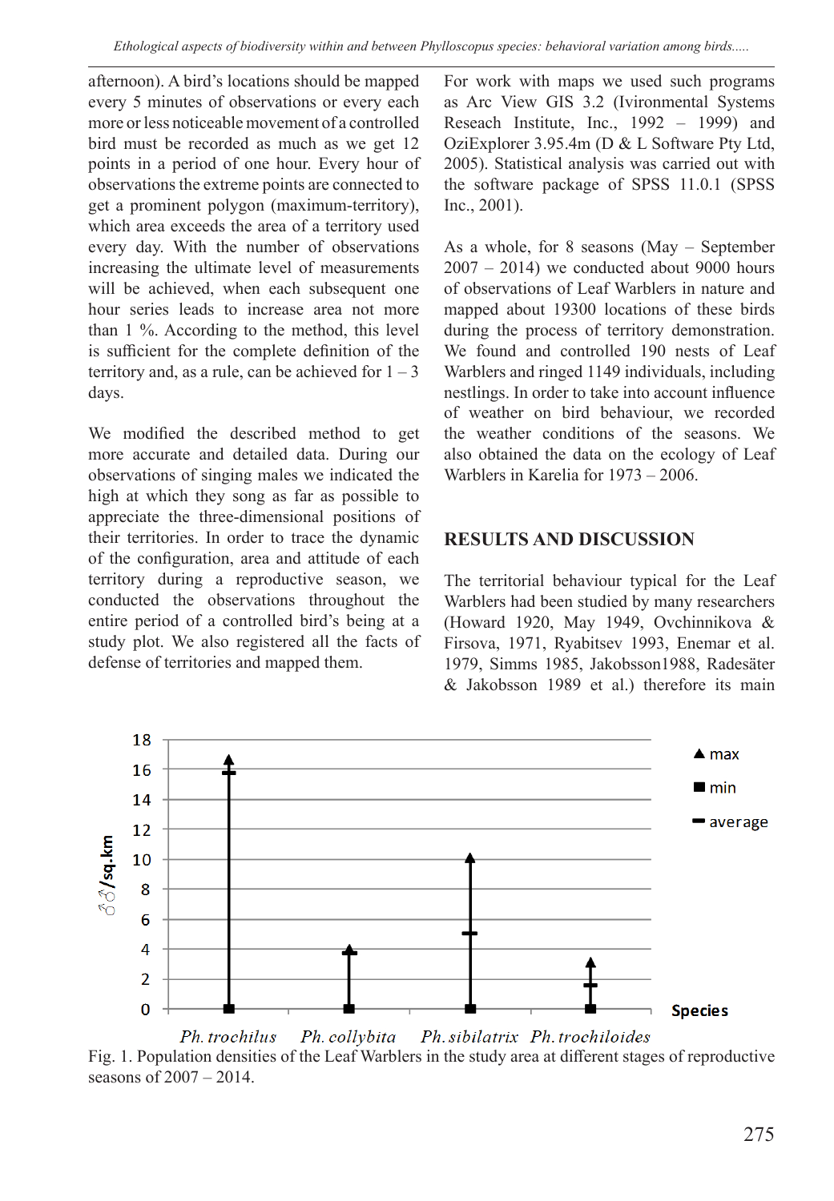afternoon). A bird's locations should be mapped every 5 minutes of observations or every each more or less noticeable movement of a controlled bird must be recorded as much as we get 12 points in a period of one hour. Every hour of observations the extreme points are connected to get a prominent polygon (maximum-territory), which area exceeds the area of a territory used every day. With the number of observations increasing the ultimate level of measurements will be achieved, when each subsequent one hour series leads to increase area not more than 1 %. According to the method, this level is sufficient for the complete definition of the territory and, as a rule, can be achieved for 1 – 3 days.

We modified the described method to get more accurate and detailed data. During our observations of singing males we indicated the high at which they song as far as possible to appreciate the three-dimensional positions of their territories. In order to trace the dynamic of the configuration, area and attitude of each territory during a reproductive season, we conducted the observations throughout the entire period of a controlled bird's being at a study plot. We also registered all the facts of defense of territories and mapped them.

For work with maps we used such programs as Arc View GIS 3.2 (Ivironmental Systems Reseach Institute, Inc., 1992 – 1999) and OziExplorer 3.95.4m (D & L Software Pty Ltd, 2005). Statistical analysis was carried out with the software package of SPSS 11.0.1 (SPSS Inc., 2001).

As a whole, for 8 seasons (May – September 2007 – 2014) we conducted about 9000 hours of observations of Leaf Warblers in nature and mapped about 19300 locations of these birds during the process of territory demonstration. We found and controlled 190 nests of Leaf Warblers and ringed 1149 individuals, including nestlings. In order to take into account influence of weather on bird behaviour, we recorded the weather conditions of the seasons. We also obtained the data on the ecology of Leaf Warblers in Karelia for 1973 – 2006.

## RESULTS AND DISCUSSION

The territorial behaviour typical for the Leaf Warblers had been studied by many researchers (Howard 1920, May 1949, Ovchinnikova & Firsova, 1971, Ryabitsev 1993, Enemar et al. 1979, Simms 1985, Jakobsson1988, Radesäter & Jakobsson 1989 et al.) therefore its main

Fig. 1. Population densities of the Leaf Warblers in the study area at different stages of reproductive seasons of 2007 – 2014.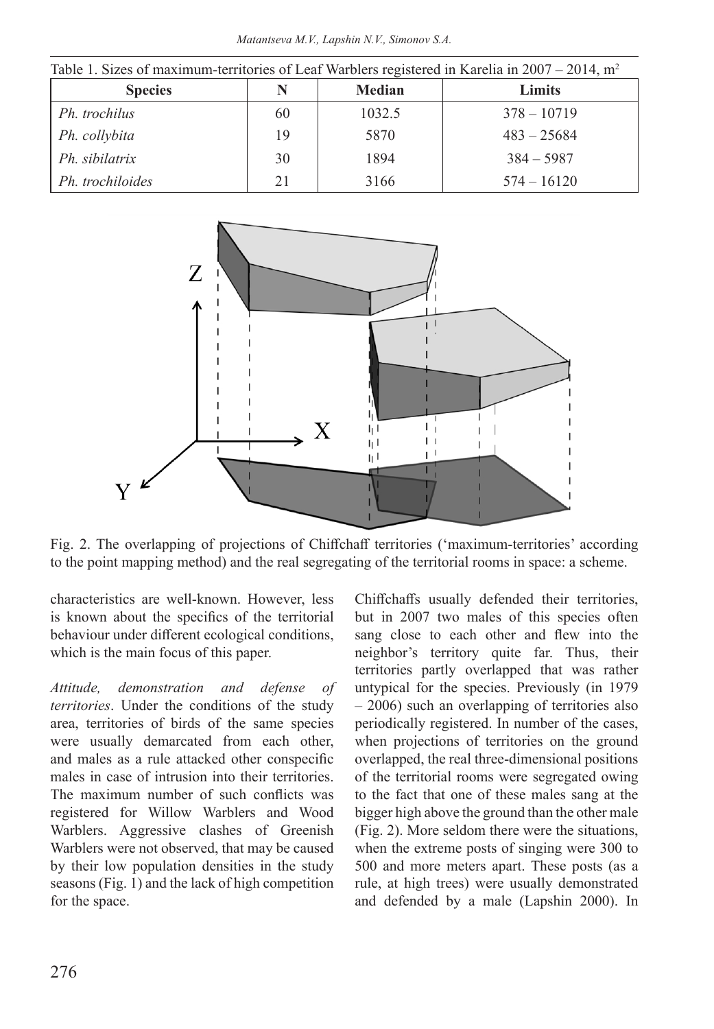Table 1. Sizes of maximum-territories of Leaf Warblers registered in Karelia in 2007 – 2014, $m^2$

| Species | N | Median | Limits |
|---|---|---|---|
| *Ph. trochilus* | 60 | 1032.5 | 378 – 10719 |
| *Ph. collybita* | 19 | 5870 | 483 – 25684 |
| *Ph. sibilatrix* | 30 | 1894 | 384 – 5987 |
| *Ph. trochiloides* | 21 | 3166 | 574 – 16120 |

Fig. 2. The overlapping of projections of Chiffchaff territories ('maximum-territories' according to the point mapping method) and the real segregating of the territorial rooms in space: a scheme.

characteristics are well-known. However, less is known about the specifics of the territorial behaviour under different ecological conditions, which is the main focus of this paper.

*Attitude, demonstration and defense of territories*. Under the conditions of the study area, territories of birds of the same species were usually demarcated from each other, and males as a rule attacked other conspecific males in case of intrusion into their territories. The maximum number of such conflicts was registered for Willow Warblers and Wood Warblers. Aggressive clashes of Greenish Warblers were not observed, that may be caused by their low population densities in the study seasons (Fig. 1) and the lack of high competition for the space.

Chiffchaffs usually defended their territories, but in 2007 two males of this species often sang close to each other and flew into the neighbor's territory quite far. Thus, their territories partly overlapped that was rather untypical for the species. Previously (in 1979 – 2006) such an overlapping of territories also periodically registered. In number of the cases, when projections of territories on the ground overlapped, the real three-dimensional positions of the territorial rooms were segregated owing to the fact that one of these males sang at the bigger high above the ground than the other male (Fig. 2). More seldom there were the situations, when the extreme posts of singing were 300 to 500 and more meters apart. These posts (as a rule, at high trees) were usually demonstrated and defended by a male (Lapshin 2000). In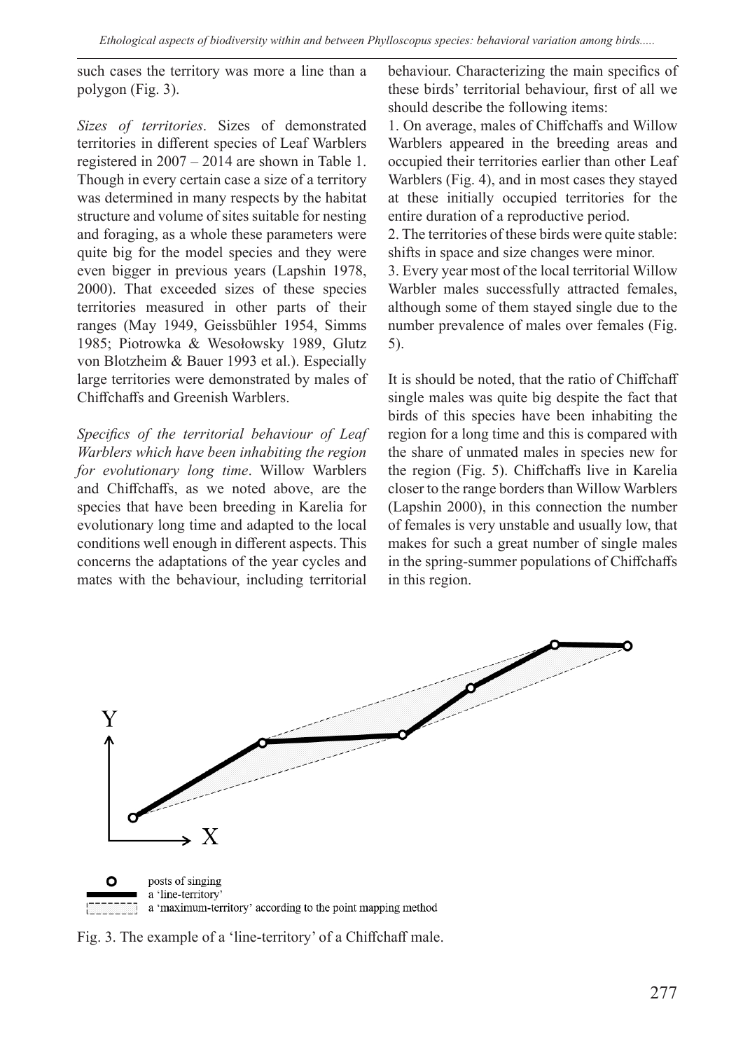such cases the territory was more a line than a polygon (Fig. 3).

*Sizes of territories*. Sizes of demonstrated territories in different species of Leaf Warblers registered in 2007 – 2014 are shown in Table 1. Though in every certain case a size of a territory was determined in many respects by the habitat structure and volume of sites suitable for nesting and foraging, as a whole these parameters were quite big for the model species and they were even bigger in previous years (Lapshin 1978, 2000). That exceeded sizes of these species territories measured in other parts of their ranges (May 1949, Geissbühler 1954, Simms 1985; Piotrowka & Wesołowsky 1989, Glutz von Blotzheim & Bauer 1993 et al.). Especially large territories were demonstrated by males of Chiffchaffs and Greenish Warblers.

*Specifics of the territorial behaviour of Leaf Warblers which have been inhabiting the region for evolutionary long time*. Willow Warblers and Chiffchaffs, as we noted above, are the species that have been breeding in Karelia for evolutionary long time and adapted to the local conditions well enough in different aspects. This concerns the adaptations of the year cycles and mates with the behaviour, including territorial behaviour. Characterizing the main specifics of these birds' territorial behaviour, first of all we should describe the following items:

1. On average, males of Chiffchaffs and Willow Warblers appeared in the breeding areas and occupied their territories earlier than other Leaf Warblers (Fig. 4), and in most cases they stayed at these initially occupied territories for the entire duration of a reproductive period.
2. The territories of these birds were quite stable: shifts in space and size changes were minor.
3. Every year most of the local territorial Willow Warbler males successfully attracted females, although some of them stayed single due to the number prevalence of males over females (Fig. 5).

It is should be noted, that the ratio of Chiffchaff single males was quite big despite the fact that birds of this species have been inhabiting the region for a long time and this is compared with the share of unmated males in species new for the region (Fig. 5). Chiffchaffs live in Karelia closer to the range borders than Willow Warblers (Lapshin 2000), in this connection the number of females is very unstable and usually low, that makes for such a great number of single males in the spring-summer populations of Chiffchaffs in this region.

Fig. 3. The example of a 'line-territory' of a Chiffchaff male.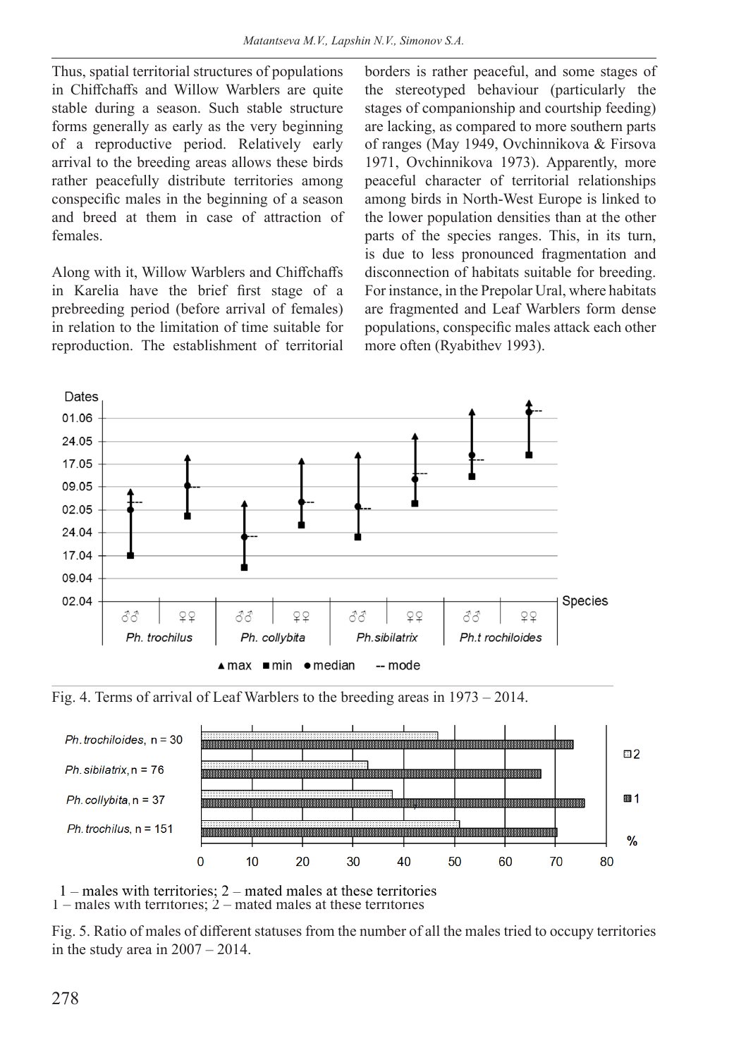Thus, spatial territorial structures of populations in Chiffchaffs and Willow Warblers are quite stable during a season. Such stable structure forms generally as early as the very beginning of a reproductive period. Relatively early arrival to the breeding areas allows these birds rather peacefully distribute territories among conspecific males in the beginning of a season and breed at them in case of attraction of females.

Along with it, Willow Warblers and Chiffchaffs in Karelia have the brief first stage of a prebreeding period (before arrival of females) in relation to the limitation of time suitable for reproduction. The establishment of territorial borders is rather peaceful, and some stages of the stereotyped behaviour (particularly the stages of companionship and courtship feeding) are lacking, as compared to more southern parts of ranges (May 1949, Ovchinnikova & Firsova 1971, Ovchinnikova 1973). Apparently, more peaceful character of territorial relationships among birds in North-West Europe is linked to the lower population densities than at the other parts of the species ranges. This, in its turn, is due to less pronounced fragmentation and disconnection of habitats suitable for breeding. For instance, in the Prepolar Ural, where habitats are fragmented and Leaf Warblers form dense populations, conspecific males attack each other more often (Ryabithev 1993).

Fig. 4. Terms of arrival of Leaf Warblers to the breeding areas in 1973 – 2014.

1 – males with territories; 2 – mated males at these territories

Fig. 5. Ratio of males of different statuses from the number of all the males tried to occupy territories in the study area in 2007 – 2014.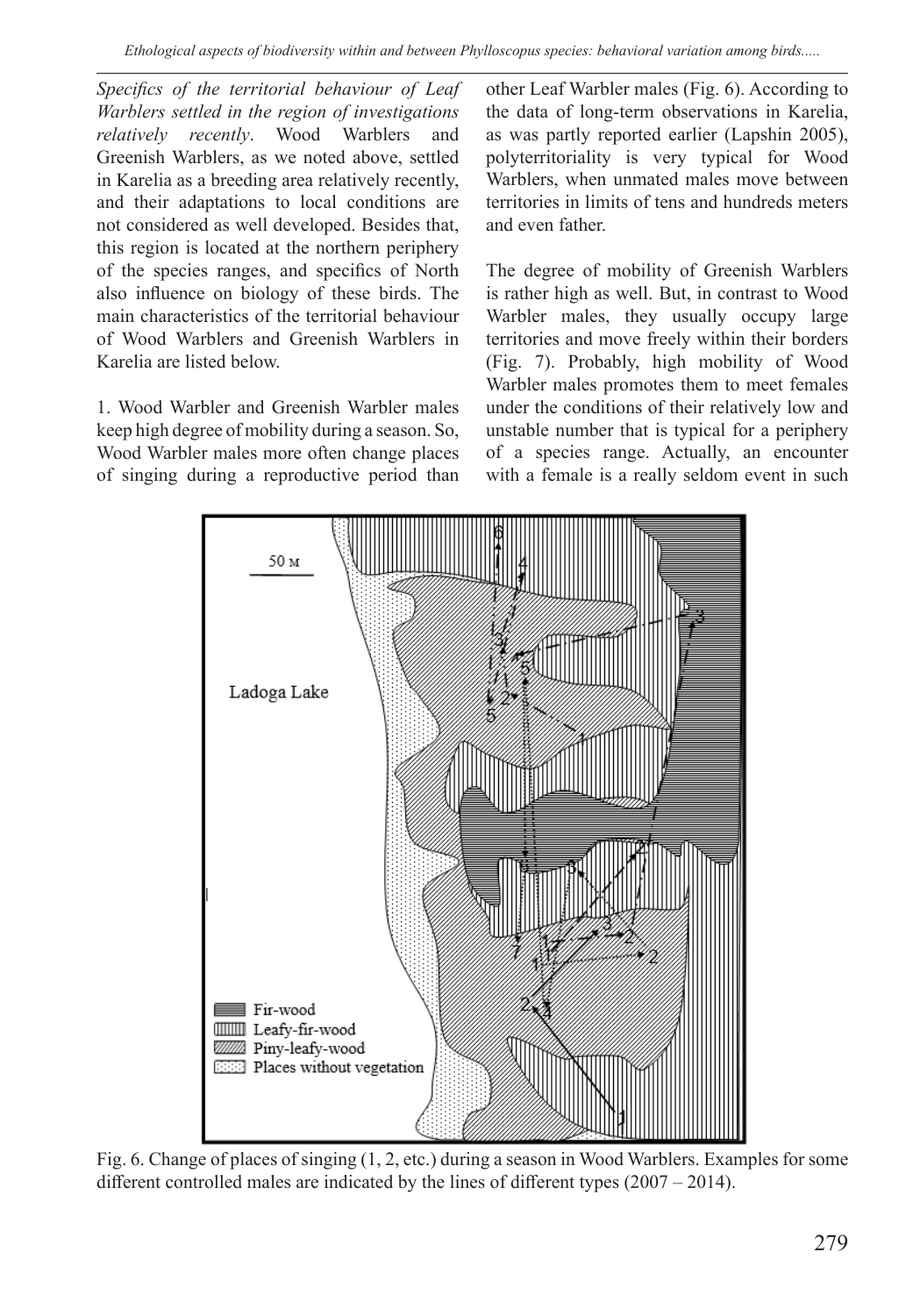*Specifics of the territorial behaviour of Leaf Warblers settled in the region of investigations relatively recently*. Wood Warblers and Greenish Warblers, as we noted above, settled in Karelia as a breeding area relatively recently, and their adaptations to local conditions are not considered as well developed. Besides that, this region is located at the northern periphery of the species ranges, and specifics of North also influence on biology of these birds. The main characteristics of the territorial behaviour of Wood Warblers and Greenish Warblers in Karelia are listed below.

1. Wood Warbler and Greenish Warbler males keep high degree of mobility during a season. So, Wood Warbler males more often change places of singing during a reproductive period than other Leaf Warbler males (Fig. 6). According to the data of long-term observations in Karelia, as was partly reported earlier (Lapshin 2005), polyterritoriality is very typical for Wood Warblers, when unmated males move between territories in limits of tens and hundreds meters and even father.

The degree of mobility of Greenish Warblers is rather high as well. But, in contrast to Wood Warbler males, they usually occupy large territories and move freely within their borders (Fig. 7). Probably, high mobility of Wood Warbler males promotes them to meet females under the conditions of their relatively low and unstable number that is typical for a periphery of a species range. Actually, an encounter with a female is a really seldom event in such

Fig. 6. Change of places of singing (1, 2, etc.) during a season in Wood Warblers. Examples for some different controlled males are indicated by the lines of different types (2007 – 2014).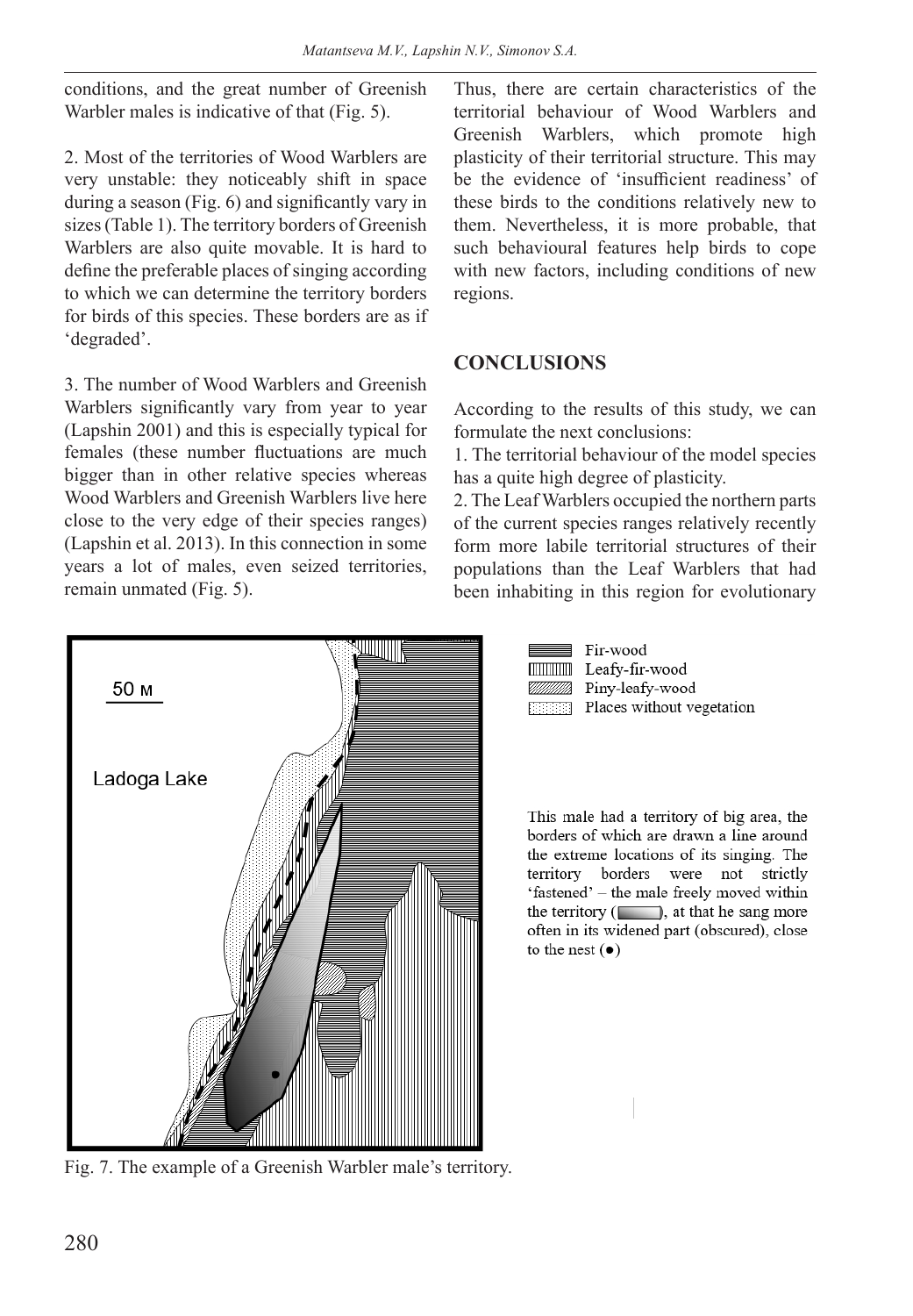conditions, and the great number of Greenish Warbler males is indicative of that (Fig. 5).

2. Most of the territories of Wood Warblers are very unstable: they noticeably shift in space during a season (Fig. 6) and significantly vary in sizes (Table 1). The territory borders of Greenish Warblers are also quite movable. It is hard to define the preferable places of singing according to which we can determine the territory borders for birds of this species. These borders are as if 'degraded'.

3. The number of Wood Warblers and Greenish Warblers significantly vary from year to year (Lapshin 2001) and this is especially typical for females (these number fluctuations are much bigger than in other relative species whereas Wood Warblers and Greenish Warblers live here close to the very edge of their species ranges) (Lapshin et al. 2013). In this connection in some years a lot of males, even seized territories, remain unmated (Fig. 5).

Thus, there are certain characteristics of the territorial behaviour of Wood Warblers and Greenish Warblers, which promote high plasticity of their territorial structure. This may be the evidence of 'insufficient readiness' of these birds to the conditions relatively new to them. Nevertheless, it is more probable, that such behavioural features help birds to cope with new factors, including conditions of new regions.

## CONCLUSIONS

According to the results of this study, we can formulate the next conclusions:

1. The territorial behaviour of the model species has a quite high degree of plasticity.
2. The Leaf Warblers occupied the northern parts of the current species ranges relatively recently form more labile territorial structures of their populations than the Leaf Warblers that had been inhabiting in this region for evolutionary

Fir-wood
Leafy-fir-wood
Piny-leafy-wood
Places without vegetation

This male had a territory of big area, the borders of which are drawn a line around the extreme locations of its singing. The territory borders were not strictly 'fastened' – the male freely moved within the territory ( ), at that he sang more often in its widened part (obscured), close to the nest (●)

Fig. 7. The example of a Greenish Warbler male's territory.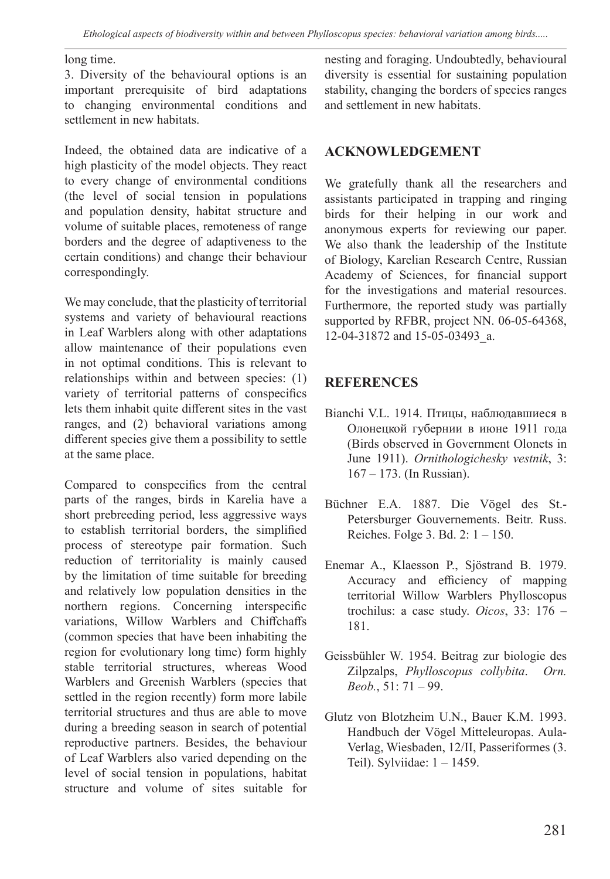long time.

3. Diversity of the behavioural options is an important prerequisite of bird adaptations to changing environmental conditions and settlement in new habitats.

Indeed, the obtained data are indicative of a high plasticity of the model objects. They react to every change of environmental conditions (the level of social tension in populations and population density, habitat structure and volume of suitable places, remoteness of range borders and the degree of adaptiveness to the certain conditions) and change their behaviour correspondingly.

We may conclude, that the plasticity of territorial systems and variety of behavioural reactions in Leaf Warblers along with other adaptations allow maintenance of their populations even in not optimal conditions. This is relevant to relationships within and between species: (1) variety of territorial patterns of conspecifics lets them inhabit quite different sites in the vast ranges, and (2) behavioral variations among different species give them a possibility to settle at the same place.

Compared to conspecifics from the central parts of the ranges, birds in Karelia have a short prebreeding period, less aggressive ways to establish territorial borders, the simplified process of stereotype pair formation. Such reduction of territoriality is mainly caused by the limitation of time suitable for breeding and relatively low population densities in the northern regions. Concerning interspecific variations, Willow Warblers and Chiffchaffs (common species that have been inhabiting the region for evolutionary long time) form highly stable territorial structures, whereas Wood Warblers and Greenish Warblers (species that settled in the region recently) form more labile territorial structures and thus are able to move during a breeding season in search of potential reproductive partners. Besides, the behaviour of Leaf Warblers also varied depending on the level of social tension in populations, habitat structure and volume of sites suitable for nesting and foraging. Undoubtedly, behavioural diversity is essential for sustaining population stability, changing the borders of species ranges and settlement in new habitats.

## ACKNOWLEDGEMENT

We gratefully thank all the researchers and assistants participated in trapping and ringing birds for their helping in our work and anonymous experts for reviewing our paper. We also thank the leadership of the Institute of Biology, Karelian Research Centre, Russian Academy of Sciences, for financial support for the investigations and material resources. Furthermore, the reported study was partially supported by RFBR, project NN. 06-05-64368, 12-04-31872 and 15-05-03493_a.

## REFERENCES

Bianchi V.L. 1914. Птицы, наблюдавшиеся в Олонецкой губернии в июне 1911 года (Birds observed in Government Olonets in June 1911). *Ornithologichesky vestnik*, 3: 167 – 173. (In Russian).

Büchner E.A. 1887. Die Vögel des St.-Petersburger Gouvernements. Beitr. Russ. Reiches. Folge 3. Bd. 2: 1 – 150.

Enemar A., Klaesson P., Sjöstrand B. 1979. Accuracy and efficiency of mapping territorial Willow Warblers Phylloscopus trochilus: a case study. *Oicos*, 33: 176 – 181.

Geissbühler W. 1954. Beitrag zur biologie des Zilpzalps, *Phylloscopus collybita*. *Orn. Beob.*, 51: 71 – 99.

Glutz von Blotzheim U.N., Bauer K.M. 1993. Handbuch der Vögel Mitteleuropas. Aula-Verlag, Wiesbaden, 12/II, Passeriformes (3. Teil). Sylviidae: 1 – 1459.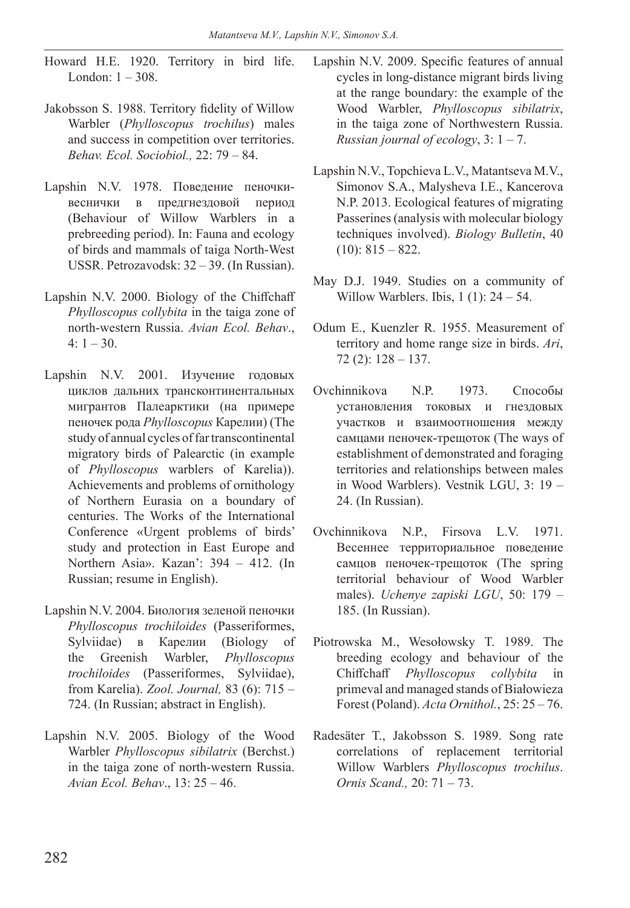Howard H.E. 1920. Territory in bird life. London: 1 – 308.

Jakobsson S. 1988. Territory fidelity of Willow Warbler (*Phylloscopus trochilus*) males and success in competition over territories. *Behav. Ecol. Sociobiol.,* 22: 79 – 84.

Lapshin N.V. 1978. Поведение пеночки-веснички в предгнездовой период (Behaviour of Willow Warblers in a prebreeding period). In: Fauna and ecology of birds and mammals of taiga North-West USSR. Petrozavodsk: 32 – 39. (In Russian).

Lapshin N.V. 2000. Biology of the Chiffchaff *Phylloscopus collybita* in the taiga zone of north-western Russia. *Avian Ecol. Behav*., 4: 1 – 30.

Lapshin N.V. 2001. Изучение годовых циклов дальних трансконтинентальных мигрантов Палеарктики (на примере пеночек рода *Phylloscopus* Карелии) (The study of annual cycles of far transcontinental migratory birds of Palearctic (in example of *Phylloscopus* warblers of Karelia)). Achievements and problems of ornithology of Northern Eurasia on a boundary of centuries. The Works of the International Conference «Urgent problems of birds' study and protection in East Europe and Northern Asia». Kazan': 394 – 412. (In Russian; resume in English).

Lapshin N.V. 2004. Биология зеленой пеночки *Phylloscopus trochiloides* (Passeriformes, Sylviidae) в Карелии (Biology of the Greenish Warbler, *Phylloscopus trochiloides* (Passeriformes, Sylviidae), from Karelia). *Zool. Journal,* 83 (6): 715 – 724. (In Russian; abstract in English).

Lapshin N.V. 2005. Biology of the Wood Warbler *Phylloscopus sibilatrix* (Berchst.) in the taiga zone of north-western Russia. *Avian Ecol. Behav*., 13: 25 – 46.

Lapshin N.V. 2009. Specific features of annual cycles in long-distance migrant birds living at the range boundary: the example of the Wood Warbler, *Phylloscopus sibilatrix*, in the taiga zone of Northwestern Russia. *Russian journal of ecology*, 3: 1 – 7.

Lapshin N.V., Topchieva L.V., Matantseva M.V., Simonov S.A., Malysheva I.E., Kancerova N.P. 2013. Ecological features of migrating Passerines (analysis with molecular biology techniques involved). *Biology Bulletin*, 40 (10): 815 – 822.

May D.J. 1949. Studies on a community of Willow Warblers. Ibis, 1 (1): 24 – 54.

Odum E., Kuenzler R. 1955. Measurement of territory and home range size in birds. *Ari*, 72 (2): 128 – 137.

Ovchinnikova N.P. 1973. Способы установления токовых и гнездовых участков и взаимоотношения между самцами пеночек-трещоток (The ways of establishment of demonstrated and foraging territories and relationships between males in Wood Warblers). Vestnik LGU, 3: 19 – 24. (In Russian).

Ovchinnikova N.P., Firsova L.V. 1971. Весеннее территориальное поведение самцов пеночек-трещоток (The spring territorial behaviour of Wood Warbler males). *Uchenye zapiski LGU*, 50: 179 – 185. (In Russian).

Piotrowska M., Wesołowsky T. 1989. The breeding ecology and behaviour of the Chiffchaff *Phylloscopus collybita* in primeval and managed stands of Białowieza Forest (Poland). *Acta Ornithol.*, 25: 25 – 76.

Radesäter T., Jakobsson S. 1989. Song rate correlations of replacement territorial Willow Warblers *Phylloscopus trochilus*. *Ornis Scand.,* 20: 71 – 73.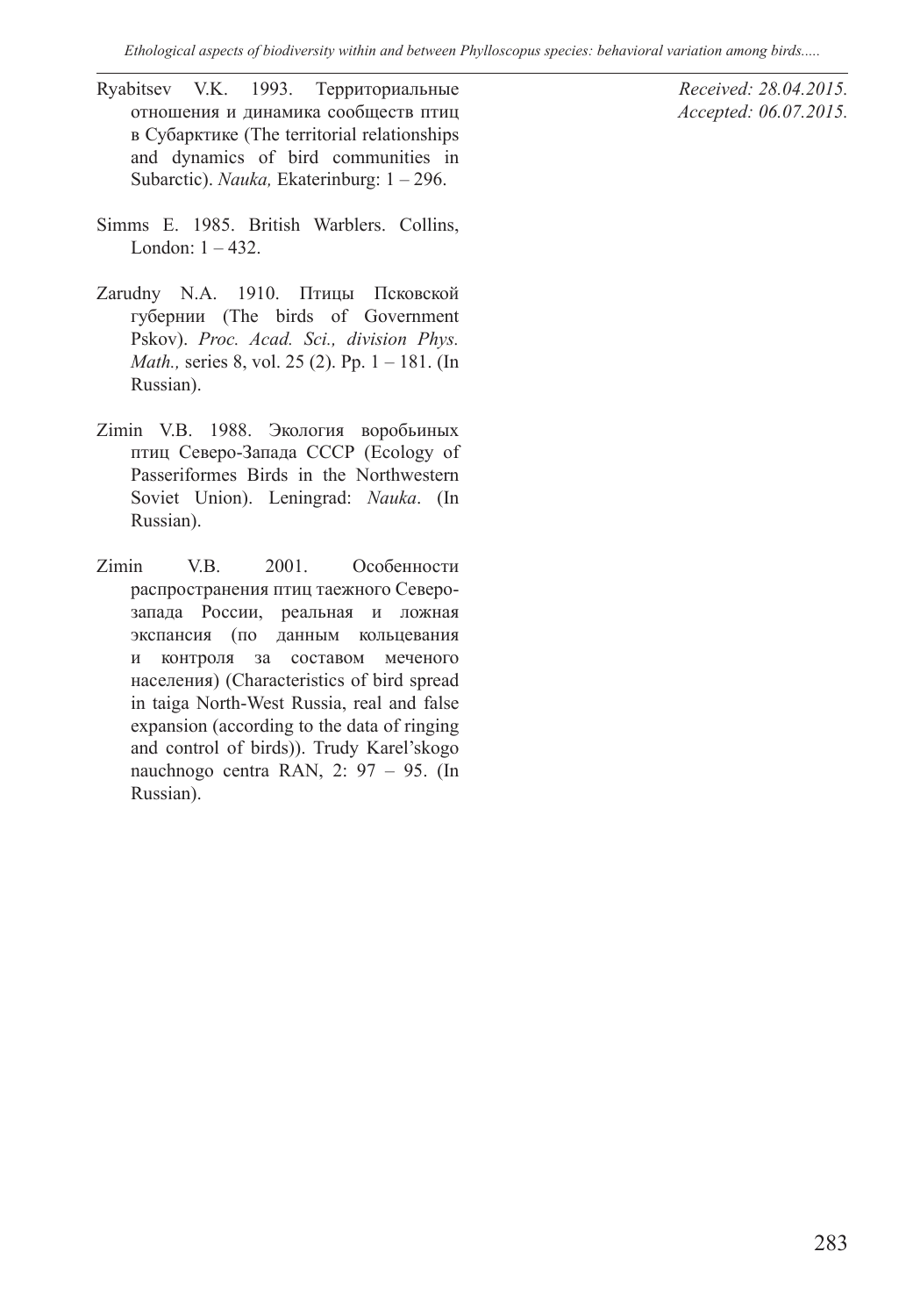Ryabitsev V.K. 1993. Территориальные отношения и динамика сообществ птиц в Субарктике (The territorial relationships and dynamics of bird communities in Subarctic). *Nauka,* Ekaterinburg: 1 – 296.

Simms E. 1985. British Warblers. Collins, London: 1 – 432.

Zarudny N.A. 1910. Птицы Псковской губернии (The birds of Government Pskov). *Proc. Acad. Sci., division Phys. Math.,* series 8, vol. 25 (2). Pp. 1 – 181. (In Russian).

Zimin V.B. 1988. Экология воробьиных птиц Северо-Запада СССР (Ecology of Passeriformes Birds in the Northwestern Soviet Union). Leningrad: *Nauka*. (In Russian).

Zimin V.B. 2001. Особенности распространения птиц таежного Северо-запада России, реальная и ложная экспансия (по данным кольцевания и контроля за составом меченого населения) (Characteristics of bird spread in taiga North-West Russia, real and false expansion (according to the data of ringing and control of birds)). Trudy Karel'skogo nauchnogo centra RAN, 2: 97 – 95. (In Russian).

*Received: 28.04.2015.*
*Accepted: 06.07.2015.*